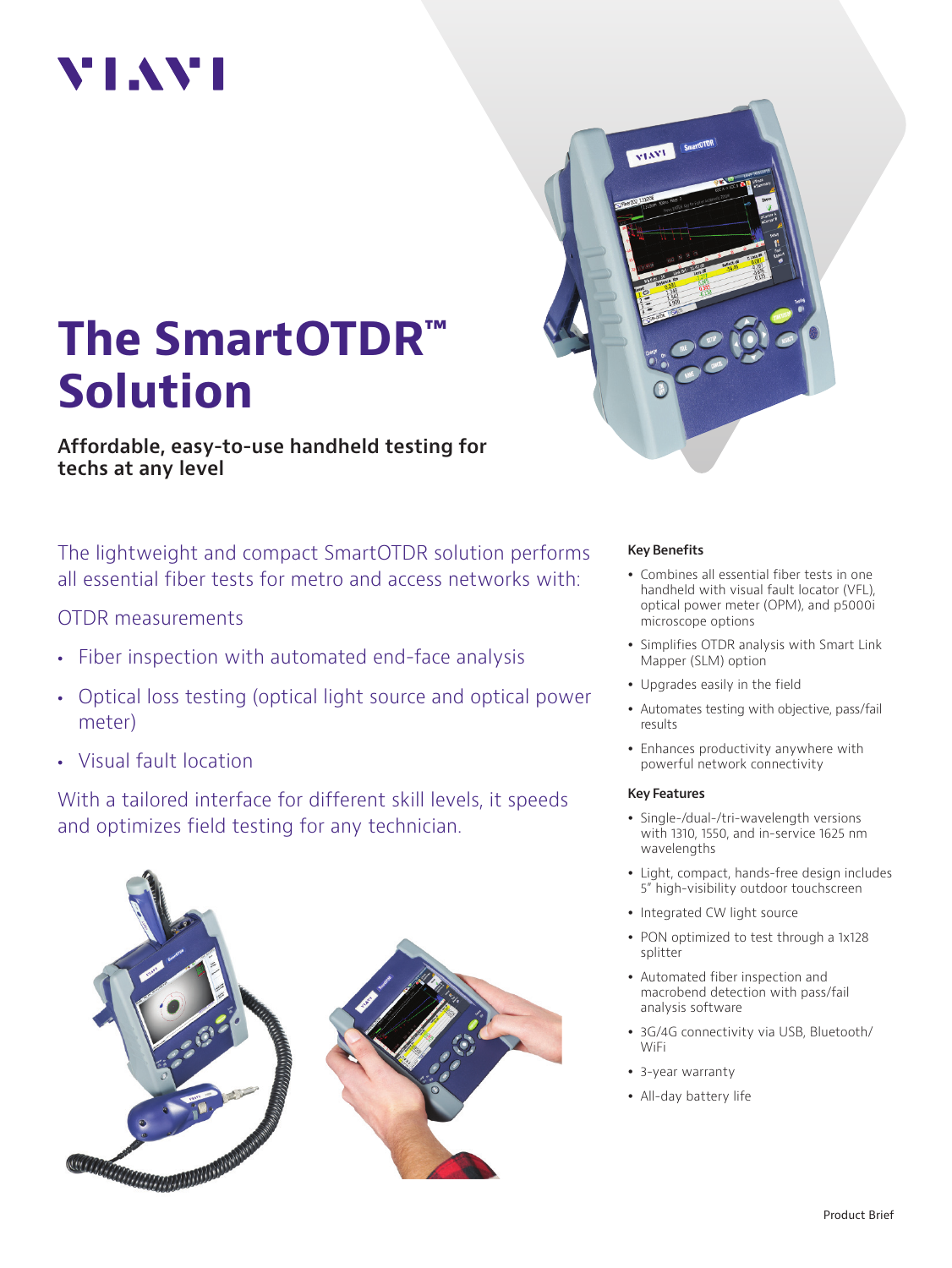VIAVI

# The SmartOTDR™ Solution

**Affordable, easy-to-use handheld testing for techs at any level**

The lightweight and compact SmartOTDR solution performs all essential fiber tests for metro and access networks with:

OTDR measurements

- Fiber inspection with automated end-face analysis
- Optical loss testing (optical light source and optical power meter)
- Visual fault location

With a tailored interface for different skill levels, it speeds and optimizes field testing for any technician.

### Key Benefits

- Combines all essential fiber tests in one handheld with visual fault locator (VFL), optical power meter (OPM), and p5000i microscope options
- Simplifies OTDR analysis with Smart Link Mapper (SLM) option
- Upgrades easily in the field
- Automates testing with objective, pass/fail results
- Enhances productivity anywhere with powerful network connectivity

### Key Features

- Single-/dual-/tri-wavelength versions with 1310, 1550, and in-service 1625 nm wavelengths
- Light, compact, hands-free design includes 5" high-visibility outdoor touchscreen
- Integrated CW light source
- PON optimized to test through a 1x128 splitter
- Automated fiber inspection and macrobend detection with pass/fail analysis software
- 3G/4G connectivity via USB, Bluetooth/WiFi
- 3-year warranty
- All-day battery life

Product Brief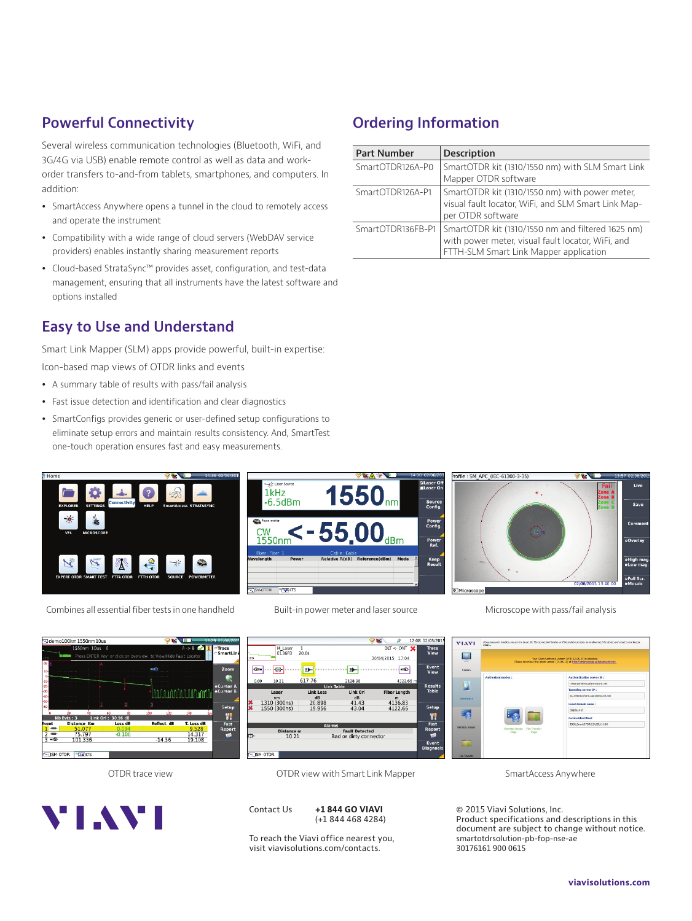## Powerful Connectivity

Several wireless communication technologies (Bluetooth, WiFi, and 3G/4G via USB) enable remote control as well as data and work-order transfers to-and-from tablets, smartphones, and computers. In addition:

- SmartAccess Anywhere opens a tunnel in the cloud to remotely access and operate the instrument
- Compatibility with a wide range of cloud servers (WebDAV service providers) enables instantly sharing measurement reports
- Cloud-based StrataSync™ provides asset, configuration, and test-data management, ensuring that all instruments have the latest software and options installed

## Easy to Use and Understand

Smart Link Mapper (SLM) apps provide powerful, built-in expertise:

Icon-based map views of OTDR links and events

- A summary table of results with pass/fail analysis
- Fast issue detection and identification and clear diagnostics
- SmartConfigs provides generic or user-defined setup configurations to eliminate setup errors and maintain results consistency. And, SmartTest one-touch operation ensures fast and easy measurements.

## Ordering Information

| Part Number | Description |
|---|---|
| SmartOTDR126A-P0 | SmartOTDR kit (1310/1550 nm) with SLM Smart Link Mapper OTDR software |
| SmartOTDR126A-P1 | SmartOTDR kit (1310/1550 nm) with power meter, visual fault locator, WiFi, and SLM Smart Link Mapper OTDR software |
| SmartOTDR136FB-P1 | SmartOTDR kit (1310/1550 nm and filtered 1625 nm) with power meter, visual fault locator, WiFi, and FTTH-SLM Smart Link Mapper application |

Combines all essential fiber tests in one handheld

Built-in power meter and laser source

Microscope with pass/fail analysis

OTDR trace view

OTDR view with Smart Link Mapper

SmartAccess Anywhere

Contact Us **+1 844 GO VIAVI**
(+1 844 468 4284)

To reach the Viavi office nearest you, visit viavisolutions.com/contacts.

© 2015 Viavi Solutions, Inc.
Product specifications and descriptions in this document are subject to change without notice.
smartotdrsolution-pb-fop-nse-ae
30176161 900 0615

**viavisolutions.com**